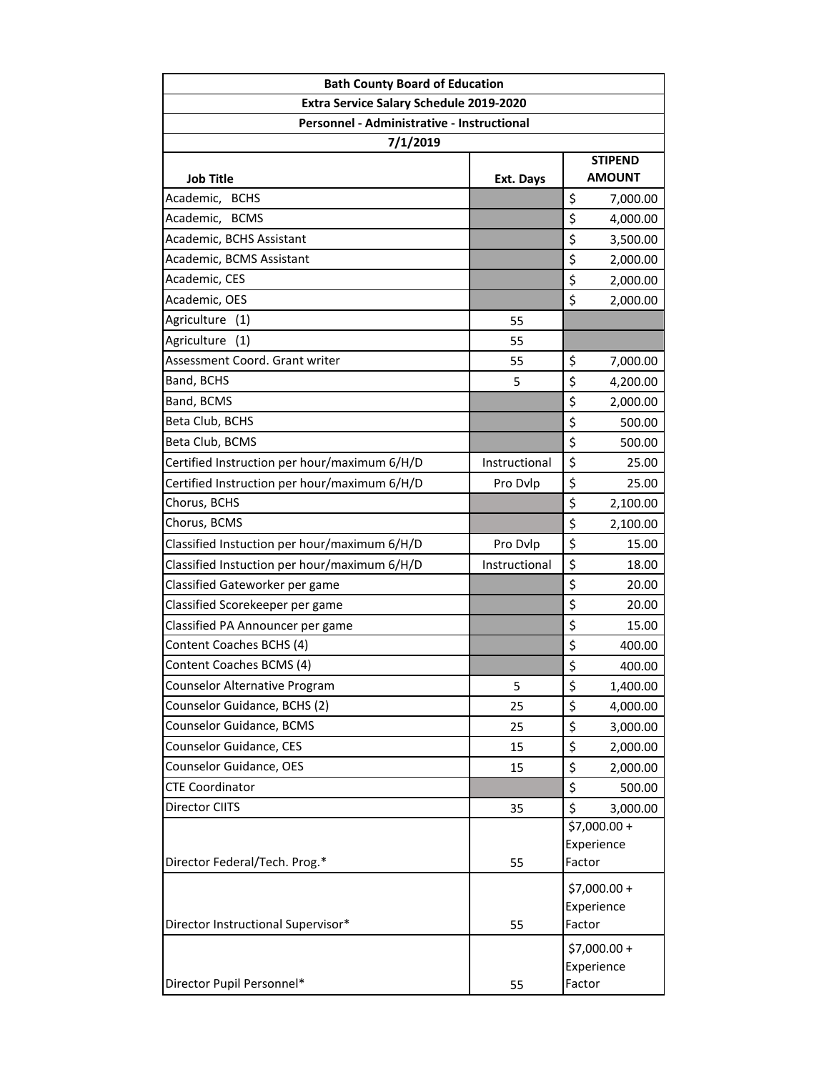| Bath County Board of Education | | |
|---|---|---|
| Extra Service Salary Schedule 2019-2020 | | |
| Personnel - Administrative - Instructional | | |
| 7/1/2019 | | |
| **Job Title** | **Ext. Days** | **STIPEND AMOUNT** |
| Academic, BCHS | | $ 7,000.00 |
| Academic, BCMS | | $ 4,000.00 |
| Academic, BCHS Assistant | | $ 3,500.00 |
| Academic, BCMS Assistant | | $ 2,000.00 |
| Academic, CES | | $ 2,000.00 |
| Academic, OES | | $ 2,000.00 |
| Agriculture (1) | 55 | |
| Agriculture (1) | 55 | |
| Assessment Coord. Grant writer | 55 | $ 7,000.00 |
| Band, BCHS | 5 | $ 4,200.00 |
| Band, BCMS | | $ 2,000.00 |
| Beta Club, BCHS | | $ 500.00 |
| Beta Club, BCMS | | $ 500.00 |
| Certified Instruction per hour/maximum 6/H/D | Instructional | $ 25.00 |
| Certified Instruction per hour/maximum 6/H/D | Pro Dvlp | $ 25.00 |
| Chorus, BCHS | | $ 2,100.00 |
| Chorus, BCMS | | $ 2,100.00 |
| Classified Instuction per hour/maximum 6/H/D | Pro Dvlp | $ 15.00 |
| Classified Instuction per hour/maximum 6/H/D | Instructional | $ 18.00 |
| Classified Gateworker per game | | $ 20.00 |
| Classified Scorekeeper per game | | $ 20.00 |
| Classified PA Announcer per game | | $ 15.00 |
| Content Coaches BCHS (4) | | $ 400.00 |
| Content Coaches BCMS (4) | | $ 400.00 |
| Counselor Alternative Program | 5 | $ 1,400.00 |
| Counselor Guidance, BCHS (2) | 25 | $ 4,000.00 |
| Counselor Guidance, BCMS | 25 | $ 3,000.00 |
| Counselor Guidance, CES | 15 | $ 2,000.00 |
| Counselor Guidance, OES | 15 | $ 2,000.00 |
| CTE Coordinator | | $ 500.00 |
| Director CIITS | 35 | $ 3,000.00 |
| Director Federal/Tech. Prog.* | 55 | $7,000.00 + Experience Factor |
| Director Instructional Supervisor* | 55 | $7,000.00 + Experience Factor |
| Director Pupil Personnel* | 55 | $7,000.00 + Experience Factor |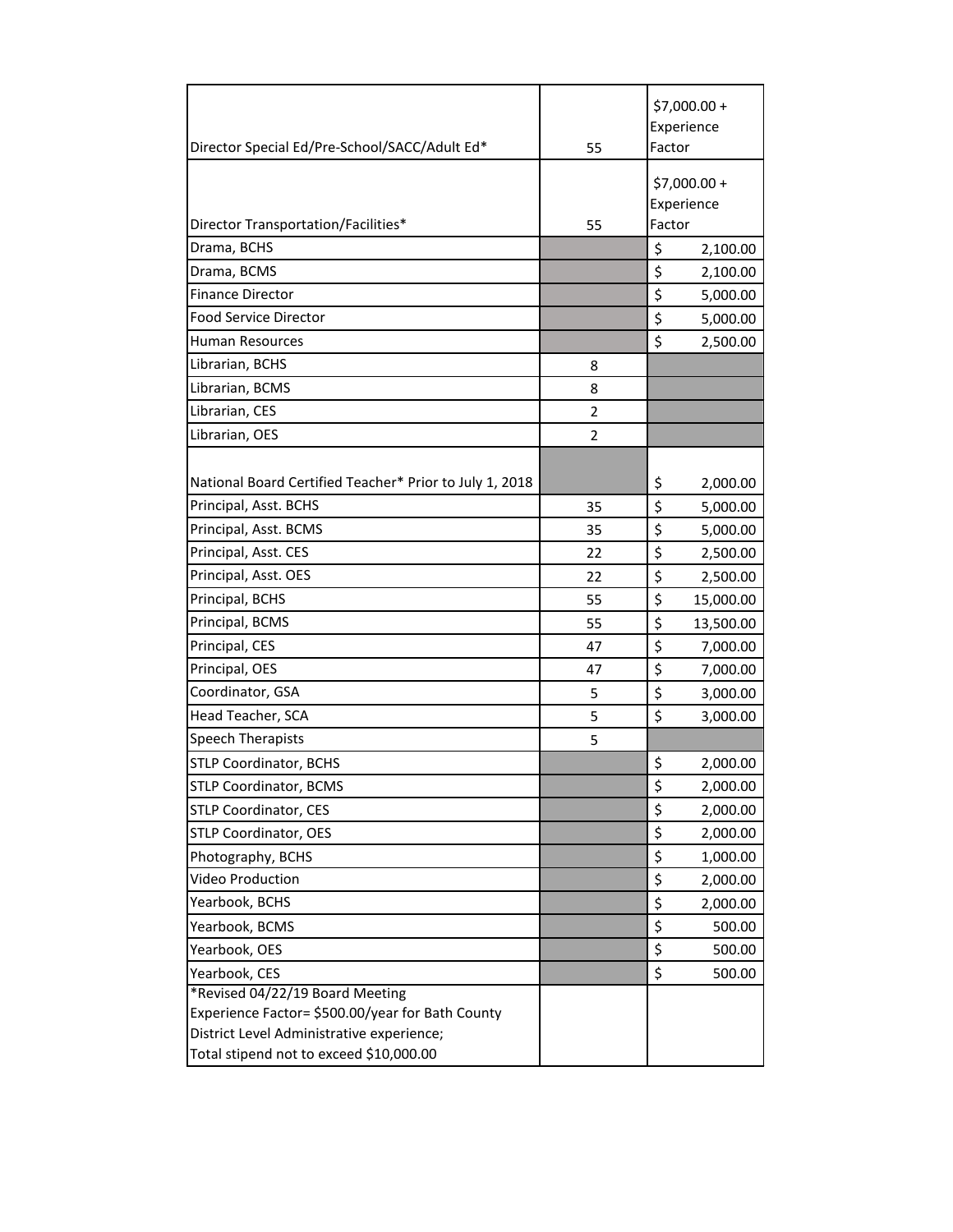| | | |
|---|---|---|
| Director Special Ed/Pre-School/SACC/Adult Ed* | 55 | $7,000.00 + Experience Factor |
| Director Transportation/Facilities* | 55 | $7,000.00 + Experience Factor |
| Drama, BCHS | | $ 2,100.00 |
| Drama, BCMS | | $ 2,100.00 |
| Finance Director | | $ 5,000.00 |
| Food Service Director | | $ 5,000.00 |
| Human Resources | | $ 2,500.00 |
| Librarian, BCHS | 8 | |
| Librarian, BCMS | 8 | |
| Librarian, CES | 2 | |
| Librarian, OES | 2 | |
| National Board Certified Teacher* Prior to July 1, 2018 | | $ 2,000.00 |
| Principal, Asst. BCHS | 35 | $ 5,000.00 |
| Principal, Asst. BCMS | 35 | $ 5,000.00 |
| Principal, Asst. CES | 22 | $ 2,500.00 |
| Principal, Asst. OES | 22 | $ 2,500.00 |
| Principal, BCHS | 55 | $ 15,000.00 |
| Principal, BCMS | 55 | $ 13,500.00 |
| Principal, CES | 47 | $ 7,000.00 |
| Principal, OES | 47 | $ 7,000.00 |
| Coordinator, GSA | 5 | $ 3,000.00 |
| Head Teacher, SCA | 5 | $ 3,000.00 |
| Speech Therapists | 5 | |
| STLP Coordinator, BCHS | | $ 2,000.00 |
| STLP Coordinator, BCMS | | $ 2,000.00 |
| STLP Coordinator, CES | | $ 2,000.00 |
| STLP Coordinator, OES | | $ 2,000.00 |
| Photography, BCHS | | $ 1,000.00 |
| Video Production | | $ 2,000.00 |
| Yearbook, BCHS | | $ 2,000.00 |
| Yearbook, BCMS | | $ 500.00 |
| Yearbook, OES | | $ 500.00 |
| Yearbook, CES | | $ 500.00 |
| *Revised 04/22/19 Board Meeting<br>Experience Factor= $500.00/year for Bath County District Level Administrative experience;<br>Total stipend not to exceed $10,000.00 | | |